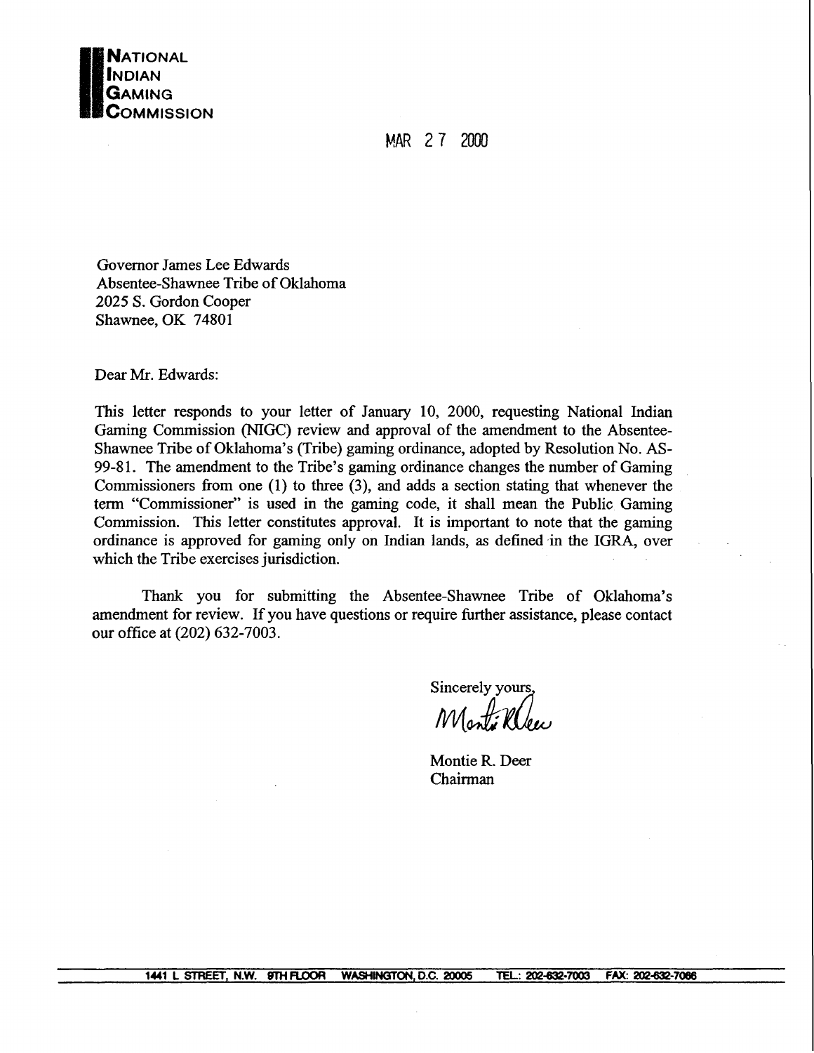**NATIONAL INDIAN GAMING COMMISSION**

MAR 27 2000

Governor James Lee Edwards
Absentee-Shawnee Tribe of Oklahoma
2025 S. Gordon Cooper
Shawnee, OK 74801

Dear Mr. Edwards:

This letter responds to your letter of January 10, 2000, requesting National Indian Gaming Commission (NIGC) review and approval of the amendment to the Absentee-Shawnee Tribe of Oklahoma's (Tribe) gaming ordinance, adopted by Resolution No. AS-99-81. The amendment to the Tribe's gaming ordinance changes the number of Gaming Commissioners from one (1) to three (3), and adds a section stating that whenever the term "Commissioner" is used in the gaming code, it shall mean the Public Gaming Commission. This letter constitutes approval. It is important to note that the gaming ordinance is approved for gaming only on Indian lands, as defined in the IGRA, over which the Tribe exercises jurisdiction.

Thank you for submitting the Absentee-Shawnee Tribe of Oklahoma's amendment for review. If you have questions or require further assistance, please contact our office at (202) 632-7003.

Sincerely yours,

Montie R. Deer
Chairman

1441 L STREET, N.W. 9TH FLOOR WASHINGTON, D.C. 20005 TEL.: 202-632-7003 FAX: 202-632-7066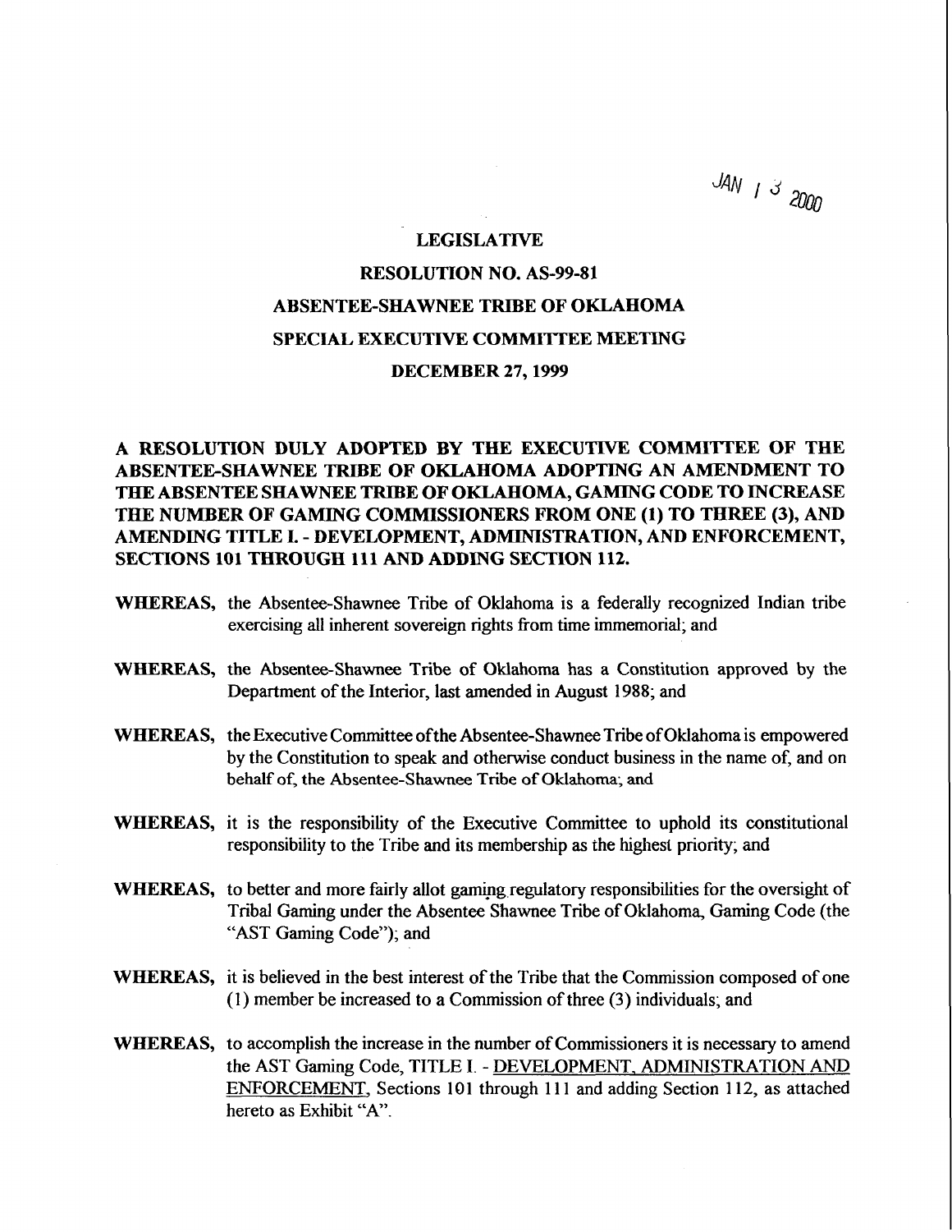JAN 13 2000

**LEGISLATIVE**

**RESOLUTION NO. AS-99-81**

**ABSENTEE-SHAWNEE TRIBE OF OKLAHOMA**

**SPECIAL EXECUTIVE COMMITTEE MEETING**

**DECEMBER 27, 1999**

**A RESOLUTION DULY ADOPTED BY THE EXECUTIVE COMMITTEE OF THE ABSENTEE-SHAWNEE TRIBE OF OKLAHOMA ADOPTING AN AMENDMENT TO THE ABSENTEE SHAWNEE TRIBE OF OKLAHOMA, GAMING CODE TO INCREASE THE NUMBER OF GAMING COMMISSIONERS FROM ONE (1) TO THREE (3), AND AMENDING TITLE I. - DEVELOPMENT, ADMINISTRATION, AND ENFORCEMENT, SECTIONS 101 THROUGH 111 AND ADDING SECTION 112.**

**WHEREAS,** the Absentee-Shawnee Tribe of Oklahoma is a federally recognized Indian tribe exercising all inherent sovereign rights from time immemorial; and

**WHEREAS,** the Absentee-Shawnee Tribe of Oklahoma has a Constitution approved by the Department of the Interior, last amended in August 1988; and

**WHEREAS,** the Executive Committee of the Absentee-Shawnee Tribe of Oklahoma is empowered by the Constitution to speak and otherwise conduct business in the name of, and on behalf of, the Absentee-Shawnee Tribe of Oklahoma; and

**WHEREAS,** it is the responsibility of the Executive Committee to uphold its constitutional responsibility to the Tribe and its membership as the highest priority; and

**WHEREAS,** to better and more fairly allot gaming regulatory responsibilities for the oversight of Tribal Gaming under the Absentee Shawnee Tribe of Oklahoma, Gaming Code (the "AST Gaming Code"); and

**WHEREAS,** it is believed in the best interest of the Tribe that the Commission composed of one (1) member be increased to a Commission of three (3) individuals; and

**WHEREAS,** to accomplish the increase in the number of Commissioners it is necessary to amend the AST Gaming Code, TITLE I. - DEVELOPMENT, ADMINISTRATION AND ENFORCEMENT, Sections 101 through 111 and adding Section 112, as attached hereto as Exhibit "A".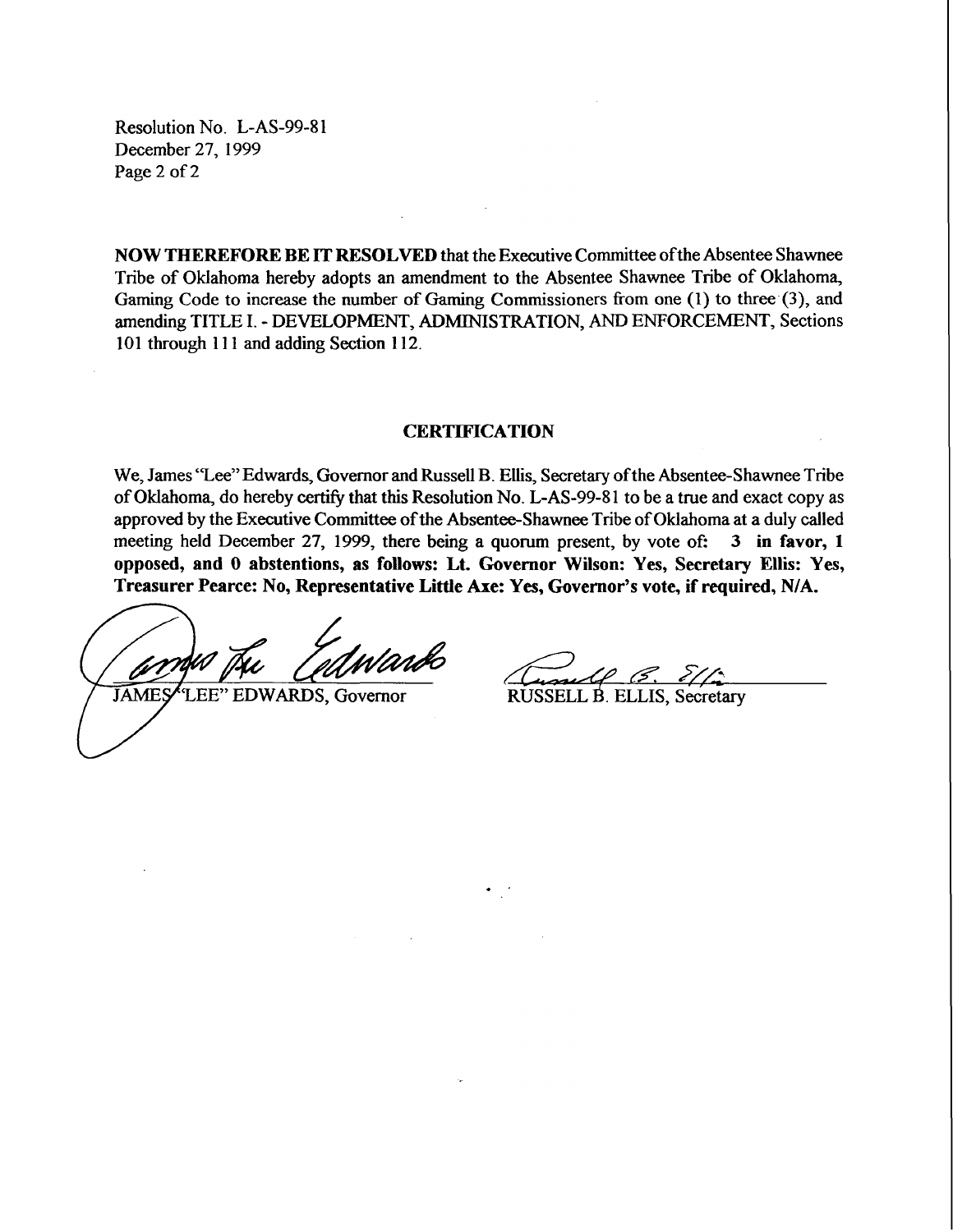Resolution No. L-AS-99-81
December 27, 1999

**NOW THEREFORE BE IT RESOLVED** that the Executive Committee of the Absentee Shawnee Tribe of Oklahoma hereby adopts an amendment to the Absentee Shawnee Tribe of Oklahoma, Gaming Code to increase the number of Gaming Commissioners from one (1) to three (3), and amending TITLE I. - DEVELOPMENT, ADMINISTRATION, AND ENFORCEMENT, Sections 101 through 111 and adding Section 112.

## CERTIFICATION

We, James "Lee" Edwards, Governor and Russell B. Ellis, Secretary of the Absentee-Shawnee Tribe of Oklahoma, do hereby certify that this Resolution No. L-AS-99-81 to be a true and exact copy as approved by the Executive Committee of the Absentee-Shawnee Tribe of Oklahoma at a duly called meeting held December 27, 1999, there being a quorum present, by vote of: **3 in favor, 1 opposed, and 0 abstentions, as follows: Lt. Governor Wilson: Yes, Secretary Ellis: Yes, Treasurer Pearce: No, Representative Little Axe: Yes, Governor's vote, if required, N/A.**

JAMES "LEE" EDWARDS, Governor

RUSSELL B. ELLIS, Secretary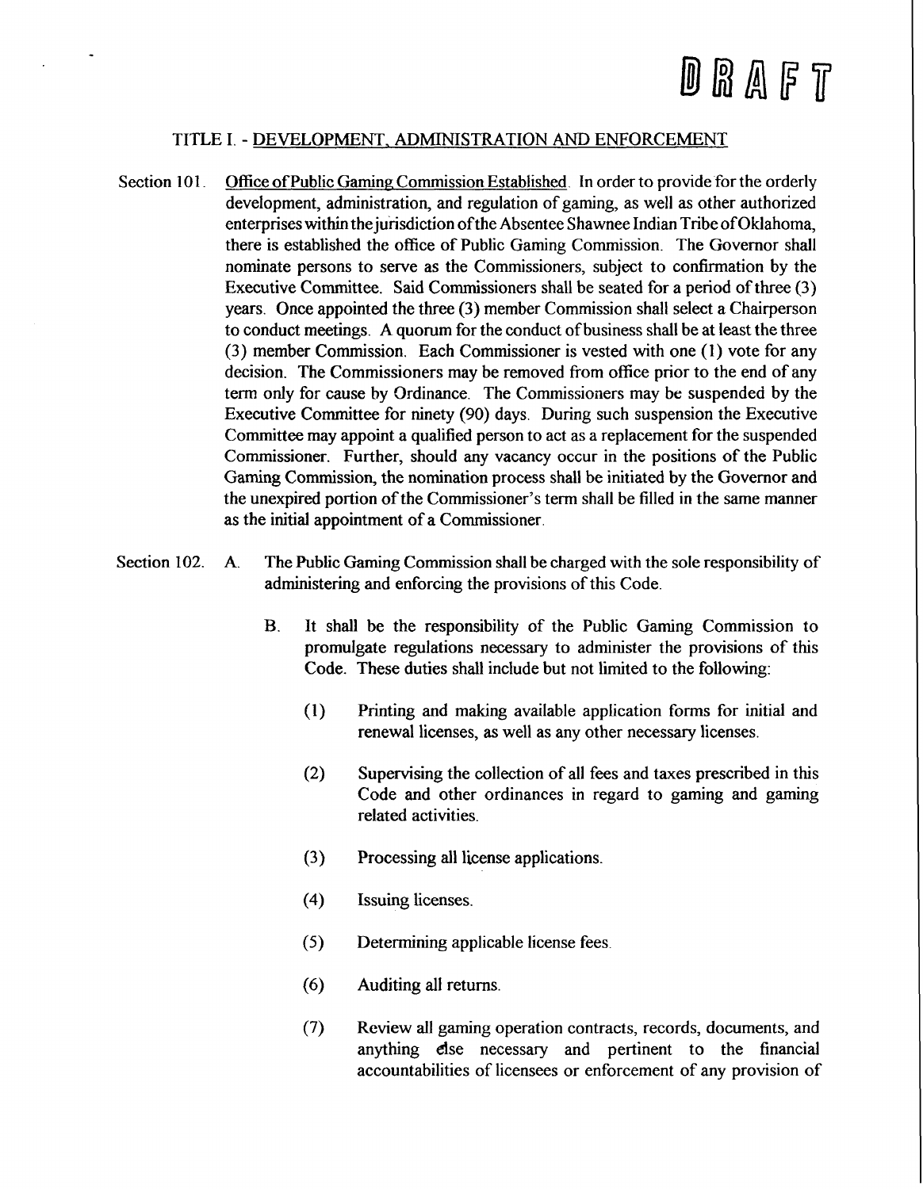DRAFT

## TITLE I. - DEVELOPMENT, ADMINISTRATION AND ENFORCEMENT

Section 101. Office of Public Gaming Commission Established. In order to provide for the orderly development, administration, and regulation of gaming, as well as other authorized enterprises within the jurisdiction of the Absentee Shawnee Indian Tribe of Oklahoma, there is established the office of Public Gaming Commission. The Governor shall nominate persons to serve as the Commissioners, subject to confirmation by the Executive Committee. Said Commissioners shall be seated for a period of three (3) years. Once appointed the three (3) member Commission shall select a Chairperson to conduct meetings. A quorum for the conduct of business shall be at least the three (3) member Commission. Each Commissioner is vested with one (1) vote for any decision. The Commissioners may be removed from office prior to the end of any term only for cause by Ordinance. The Commissioners may be suspended by the Executive Committee for ninety (90) days. During such suspension the Executive Committee may appoint a qualified person to act as a replacement for the suspended Commissioner. Further, should any vacancy occur in the positions of the Public Gaming Commission, the nomination process shall be initiated by the Governor and the unexpired portion of the Commissioner's term shall be filled in the same manner as the initial appointment of a Commissioner.

Section 102. A. The Public Gaming Commission shall be charged with the sole responsibility of administering and enforcing the provisions of this Code.

B. It shall be the responsibility of the Public Gaming Commission to promulgate regulations necessary to administer the provisions of this Code. These duties shall include but not limited to the following:

(1) Printing and making available application forms for initial and renewal licenses, as well as any other necessary licenses.

(2) Supervising the collection of all fees and taxes prescribed in this Code and other ordinances in regard to gaming and gaming related activities.

(3) Processing all license applications.

(4) Issuing licenses.

(5) Determining applicable license fees.

(6) Auditing all returns.

(7) Review all gaming operation contracts, records, documents, and anything else necessary and pertinent to the financial accountabilities of licensees or enforcement of any provision of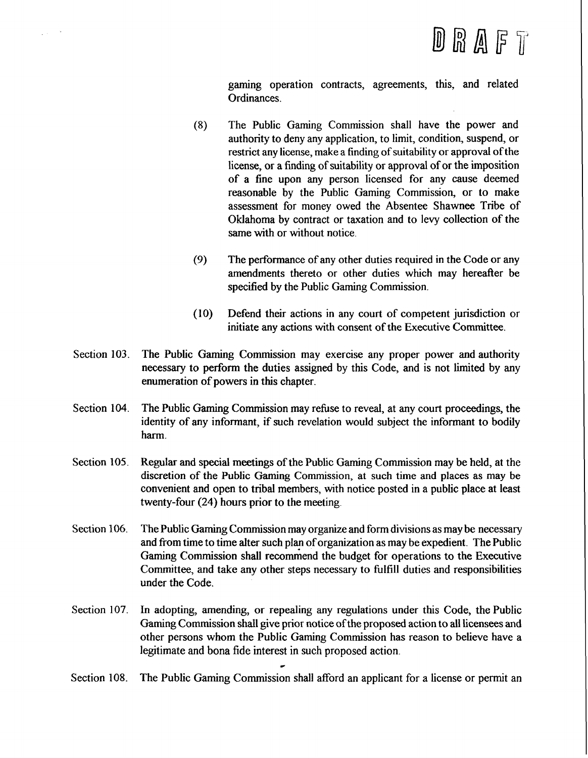DRAFT

gaming operation contracts, agreements, this, and related Ordinances.

(8) The Public Gaming Commission shall have the power and authority to deny any application, to limit, condition, suspend, or restrict any license, make a finding of suitability or approval of the license, or a finding of suitability or approval of or the imposition of a fine upon any person licensed for any cause deemed reasonable by the Public Gaming Commission, or to make assessment for money owed the Absentee Shawnee Tribe of Oklahoma by contract or taxation and to levy collection of the same with or without notice.

(9) The performance of any other duties required in the Code or any amendments thereto or other duties which may hereafter be specified by the Public Gaming Commission.

(10) Defend their actions in any court of competent jurisdiction or initiate any actions with consent of the Executive Committee.

Section 103. The Public Gaming Commission may exercise any proper power and authority necessary to perform the duties assigned by this Code, and is not limited by any enumeration of powers in this chapter.

Section 104. The Public Gaming Commission may refuse to reveal, at any court proceedings, the identity of any informant, if such revelation would subject the informant to bodily harm.

Section 105. Regular and special meetings of the Public Gaming Commission may be held, at the discretion of the Public Gaming Commission, at such time and places as may be convenient and open to tribal members, with notice posted in a public place at least twenty-four (24) hours prior to the meeting.

Section 106. The Public Gaming Commission may organize and form divisions as may be necessary and from time to time alter such plan of organization as may be expedient. The Public Gaming Commission shall recommend the budget for operations to the Executive Committee, and take any other steps necessary to fulfill duties and responsibilities under the Code.

Section 107. In adopting, amending, or repealing any regulations under this Code, the Public Gaming Commission shall give prior notice of the proposed action to all licensees and other persons whom the Public Gaming Commission has reason to believe have a legitimate and bona fide interest in such proposed action.

Section 108. The Public Gaming Commission shall afford an applicant for a license or permit an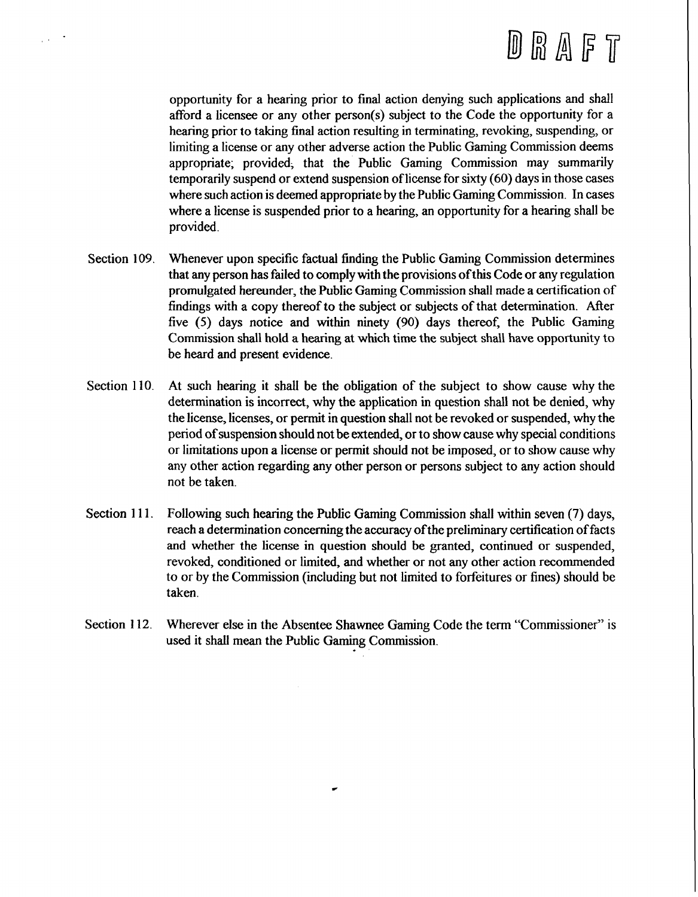DRAFT

opportunity for a hearing prior to final action denying such applications and shall afford a licensee or any other person(s) subject to the Code the opportunity for a hearing prior to taking final action resulting in terminating, revoking, suspending, or limiting a license or any other adverse action the Public Gaming Commission deems appropriate; provided, that the Public Gaming Commission may summarily temporarily suspend or extend suspension of license for sixty (60) days in those cases where such action is deemed appropriate by the Public Gaming Commission. In cases where a license is suspended prior to a hearing, an opportunity for a hearing shall be provided.

Section 109. Whenever upon specific factual finding the Public Gaming Commission determines that any person has failed to comply with the provisions of this Code or any regulation promulgated hereunder, the Public Gaming Commission shall made a certification of findings with a copy thereof to the subject or subjects of that determination. After five (5) days notice and within ninety (90) days thereof, the Public Gaming Commission shall hold a hearing at which time the subject shall have opportunity to be heard and present evidence.

Section 110. At such hearing it shall be the obligation of the subject to show cause why the determination is incorrect, why the application in question shall not be denied, why the license, licenses, or permit in question shall not be revoked or suspended, why the period of suspension should not be extended, or to show cause why special conditions or limitations upon a license or permit should not be imposed, or to show cause why any other action regarding any other person or persons subject to any action should not be taken.

Section 111. Following such hearing the Public Gaming Commission shall within seven (7) days, reach a determination concerning the accuracy of the preliminary certification of facts and whether the license in question should be granted, continued or suspended, revoked, conditioned or limited, and whether or not any other action recommended to or by the Commission (including but not limited to forfeitures or fines) should be taken.

Section 112. Wherever else in the Absentee Shawnee Gaming Code the term "Commissioner" is used it shall mean the Public Gaming Commission.